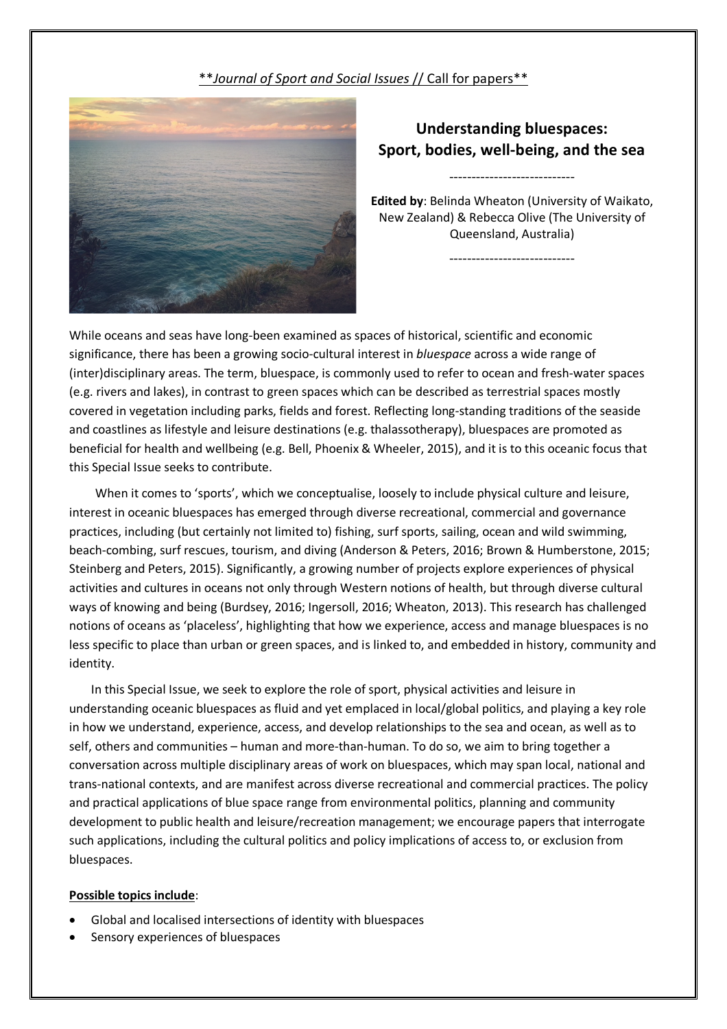**_Journal of Sport and Social Issues_ // Call for papers**

# Understanding bluespaces: Sport, bodies, well-being, and the sea

----------------------------

**Edited by**: Belinda Wheaton (University of Waikato, New Zealand) & Rebecca Olive (The University of Queensland, Australia)

----------------------------

While oceans and seas have long-been examined as spaces of historical, scientific and economic significance, there has been a growing socio-cultural interest in *bluespace* across a wide range of (inter)disciplinary areas. The term, bluespace, is commonly used to refer to ocean and fresh-water spaces (e.g. rivers and lakes), in contrast to green spaces which can be described as terrestrial spaces mostly covered in vegetation including parks, fields and forest. Reflecting long-standing traditions of the seaside and coastlines as lifestyle and leisure destinations (e.g. thalassotherapy), bluespaces are promoted as beneficial for health and wellbeing (e.g. Bell, Phoenix & Wheeler, 2015), and it is to this oceanic focus that this Special Issue seeks to contribute.

When it comes to 'sports', which we conceptualise, loosely to include physical culture and leisure, interest in oceanic bluespaces has emerged through diverse recreational, commercial and governance practices, including (but certainly not limited to) fishing, surf sports, sailing, ocean and wild swimming, beach-combing, surf rescues, tourism, and diving (Anderson & Peters, 2016; Brown & Humberstone, 2015; Steinberg and Peters, 2015). Significantly, a growing number of projects explore experiences of physical activities and cultures in oceans not only through Western notions of health, but through diverse cultural ways of knowing and being (Burdsey, 2016; Ingersoll, 2016; Wheaton, 2013). This research has challenged notions of oceans as 'placeless', highlighting that how we experience, access and manage bluespaces is no less specific to place than urban or green spaces, and is linked to, and embedded in history, community and identity.

In this Special Issue, we seek to explore the role of sport, physical activities and leisure in understanding oceanic bluespaces as fluid and yet emplaced in local/global politics, and playing a key role in how we understand, experience, access, and develop relationships to the sea and ocean, as well as to self, others and communities – human and more-than-human. To do so, we aim to bring together a conversation across multiple disciplinary areas of work on bluespaces, which may span local, national and trans-national contexts, and are manifest across diverse recreational and commercial practices. The policy and practical applications of blue space range from environmental politics, planning and community development to public health and leisure/recreation management; we encourage papers that interrogate such applications, including the cultural politics and policy implications of access to, or exclusion from bluespaces.

**Possible topics include**:

- Global and localised intersections of identity with bluespaces
- Sensory experiences of bluespaces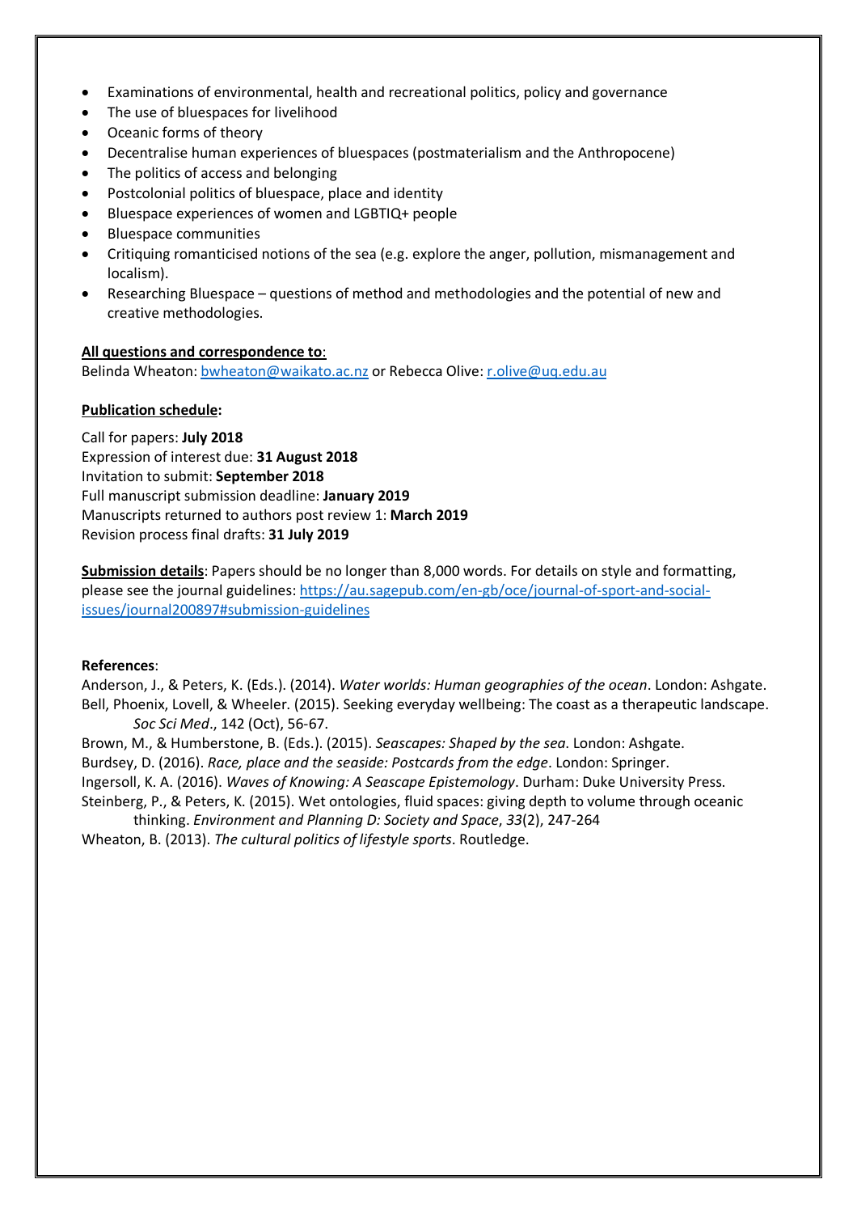- Examinations of environmental, health and recreational politics, policy and governance
- The use of bluespaces for livelihood
- Oceanic forms of theory
- Decentralise human experiences of bluespaces (postmaterialism and the Anthropocene)
- The politics of access and belonging
- Postcolonial politics of bluespace, place and identity
- Bluespace experiences of women and LGBTIQ+ people
- Bluespace communities
- Critiquing romanticised notions of the sea (e.g. explore the anger, pollution, mismanagement and localism).
- Researching Bluespace – questions of method and methodologies and the potential of new and creative methodologies.

**All questions and correspondence to**:
Belinda Wheaton: bwheaton@waikato.ac.nz or Rebecca Olive: r.olive@uq.edu.au

**Publication schedule:**

Call for papers: **July 2018**
Expression of interest due: **31 August 2018**
Invitation to submit: **September 2018**
Full manuscript submission deadline: **January 2019**
Manuscripts returned to authors post review 1: **March 2019**
Revision process final drafts: **31 July 2019**

**Submission details**: Papers should be no longer than 8,000 words. For details on style and formatting, please see the journal guidelines: https://au.sagepub.com/en-gb/oce/journal-of-sport-and-social-issues/journal200897#submission-guidelines

**References**:

Anderson, J., & Peters, K. (Eds.). (2014). *Water worlds: Human geographies of the ocean*. London: Ashgate.

Bell, Phoenix, Lovell, & Wheeler. (2015). Seeking everyday wellbeing: The coast as a therapeutic landscape. *Soc Sci Med*., 142 (Oct), 56-67.

Brown, M., & Humberstone, B. (Eds.). (2015). *Seascapes: Shaped by the sea.* London: Ashgate.

Burdsey, D. (2016). *Race, place and the seaside: Postcards from the edge*. London: Springer.

Ingersoll, K. A. (2016). *Waves of Knowing: A Seascape Epistemology*. Durham: Duke University Press.

Steinberg, P., & Peters, K. (2015). Wet ontologies, fluid spaces: giving depth to volume through oceanic thinking. *Environment and Planning D: Society and Space*, *33*(2), 247-264

Wheaton, B. (2013). *The cultural politics of lifestyle sports*. Routledge.